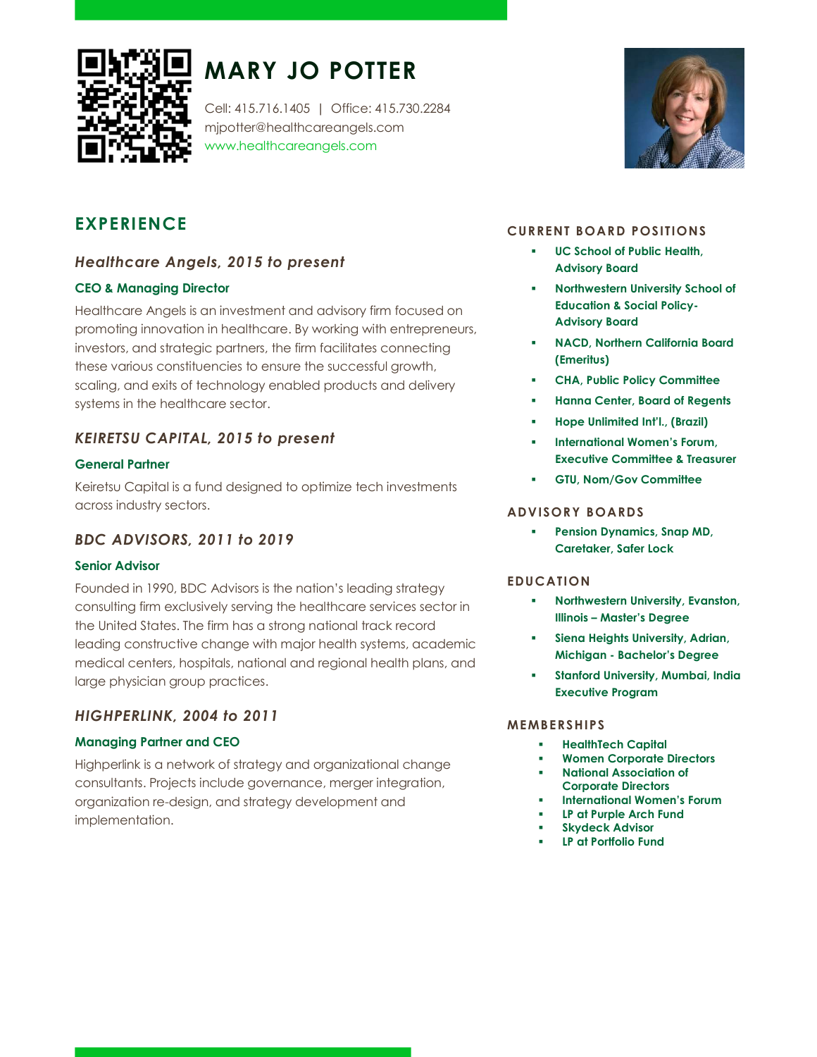# MARY JO POTTER

Cell: 415.716.1405 | Office: 415.730.2284
mjpotter@healthcareangels.com
www.healthcareangels.com

## EXPERIENCE

### *Healthcare Angels, 2015 to present*

**CEO & Managing Director**

Healthcare Angels is an investment and advisory firm focused on promoting innovation in healthcare. By working with entrepreneurs, investors, and strategic partners, the firm facilitates connecting these various constituencies to ensure the successful growth, scaling, and exits of technology enabled products and delivery systems in the healthcare sector.

### *KEIRETSU CAPITAL, 2015 to present*

**General Partner**

Keiretsu Capital is a fund designed to optimize tech investments across industry sectors.

### *BDC ADVISORS, 2011 to 2019*

**Senior Advisor**

Founded in 1990, BDC Advisors is the nation's leading strategy consulting firm exclusively serving the healthcare services sector in the United States. The firm has a strong national track record leading constructive change with major health systems, academic medical centers, hospitals, national and regional health plans, and large physician group practices.

### *HIGHPERLINK, 2004 to 2011*

**Managing Partner and CEO**

Highperlink is a network of strategy and organizational change consultants. Projects include governance, merger integration, organization re-design, and strategy development and implementation.

## CURRENT BOARD POSITIONS

- **UC School of Public Health, Advisory Board**
- **Northwestern University School of Education & Social Policy- Advisory Board**
- **NACD, Northern California Board (Emeritus)**
- **CHA, Public Policy Committee**
- **Hanna Center, Board of Regents**
- **Hope Unlimited Int'l., (Brazil)**
- **International Women's Forum, Executive Committee & Treasurer**
- **GTU, Nom/Gov Committee**

## ADVISORY BOARDS

- **Pension Dynamics, Snap MD, Caretaker, Safer Lock**

## EDUCATION

- **Northwestern University, Evanston, Illinois – Master's Degree**
- **Siena Heights University, Adrian, Michigan - Bachelor's Degree**
- **Stanford University, Mumbai, India Executive Program**

## MEMBERSHIPS

- **HealthTech Capital**
- **Women Corporate Directors**
- **National Association of Corporate Directors**
- **International Women's Forum**
- **LP at Purple Arch Fund**
- **Skydeck Advisor**
- **LP at Portfolio Fund**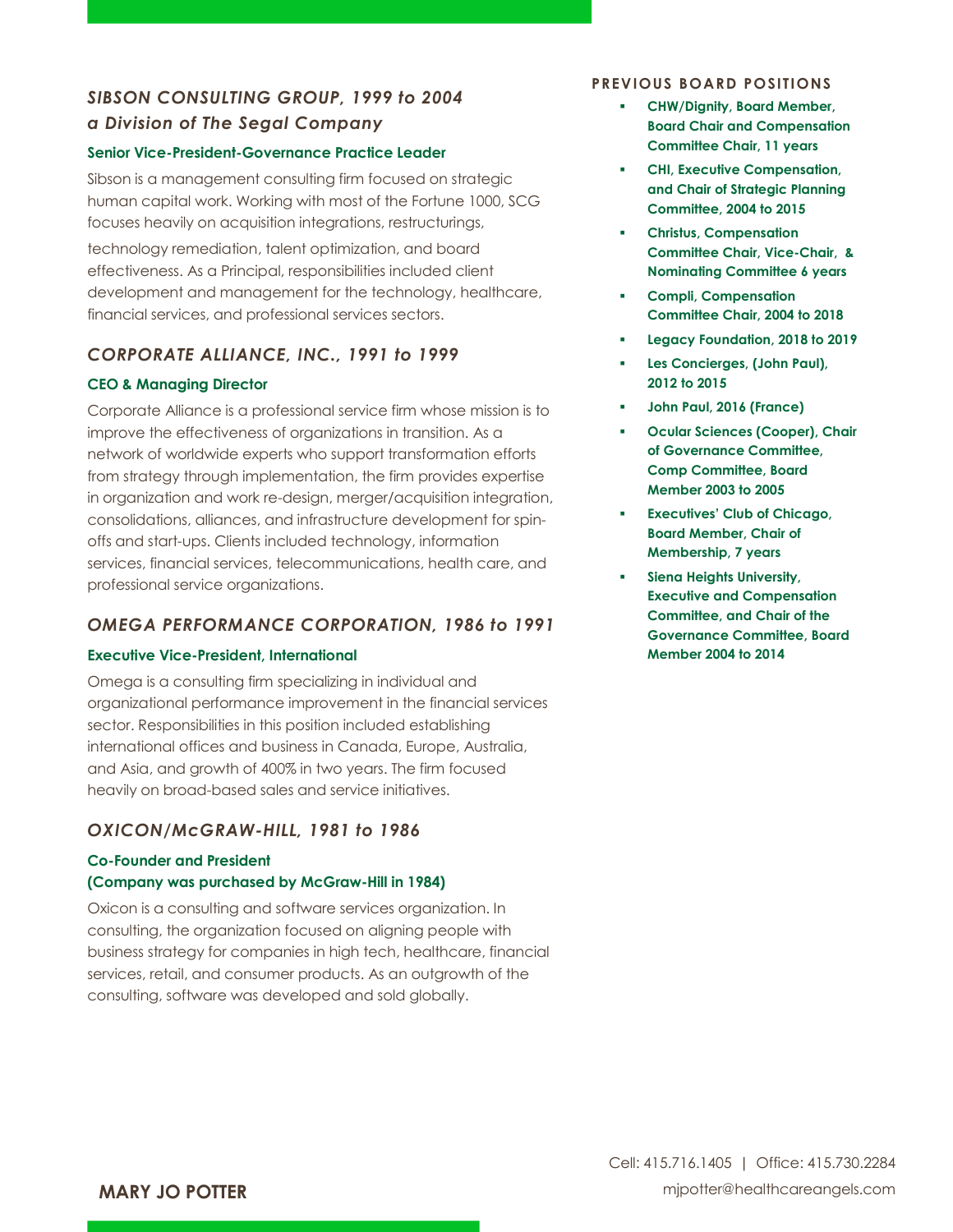## SIBSON CONSULTING GROUP, 1999 to 2004
## a Division of The Segal Company

**Senior Vice-President-Governance Practice Leader**

Sibson is a management consulting firm focused on strategic human capital work. Working with most of the Fortune 1000, SCG focuses heavily on acquisition integrations, restructurings, technology remediation, talent optimization, and board effectiveness. As a Principal, responsibilities included client development and management for the technology, healthcare, financial services, and professional services sectors.

## CORPORATE ALLIANCE, INC., 1991 to 1999

**CEO & Managing Director**

Corporate Alliance is a professional service firm whose mission is to improve the effectiveness of organizations in transition. As a network of worldwide experts who support transformation efforts from strategy through implementation, the firm provides expertise in organization and work re-design, merger/acquisition integration, consolidations, alliances, and infrastructure development for spin-offs and start-ups. Clients included technology, information services, financial services, telecommunications, health care, and professional service organizations.

## OMEGA PERFORMANCE CORPORATION, 1986 to 1991

**Executive Vice-President, International**

Omega is a consulting firm specializing in individual and organizational performance improvement in the financial services sector. Responsibilities in this position included establishing international offices and business in Canada, Europe, Australia, and Asia, and growth of 400% in two years. The firm focused heavily on broad-based sales and service initiatives.

## OXICON/McGRAW-HILL, 1981 to 1986

**Co-Founder and President**
**(Company was purchased by McGraw-Hill in 1984)**

Oxicon is a consulting and software services organization. In consulting, the organization focused on aligning people with business strategy for companies in high tech, healthcare, financial services, retail, and consumer products. As an outgrowth of the consulting, software was developed and sold globally.

## PREVIOUS BOARD POSITIONS

- **CHW/Dignity, Board Member, Board Chair and Compensation Committee Chair, 11 years**
- **CHI, Executive Compensation, and Chair of Strategic Planning Committee, 2004 to 2015**
- **Christus, Compensation Committee Chair, Vice-Chair, & Nominating Committee 6 years**
- **Compli, Compensation Committee Chair, 2004 to 2018**
- **Legacy Foundation, 2018 to 2019**
- **Les Concierges, (John Paul), 2012 to 2015**
- **John Paul, 2016 (France)**
- **Ocular Sciences (Cooper), Chair of Governance Committee, Comp Committee, Board Member 2003 to 2005**
- **Executives' Club of Chicago, Board Member, Chair of Membership, 7 years**
- **Siena Heights University, Executive and Compensation Committee, and Chair of the Governance Committee, Board Member 2004 to 2014**

**MARY JO POTTER**

Cell: 415.716.1405 | Office: 415.730.2284
mjpotter@healthcareangels.com